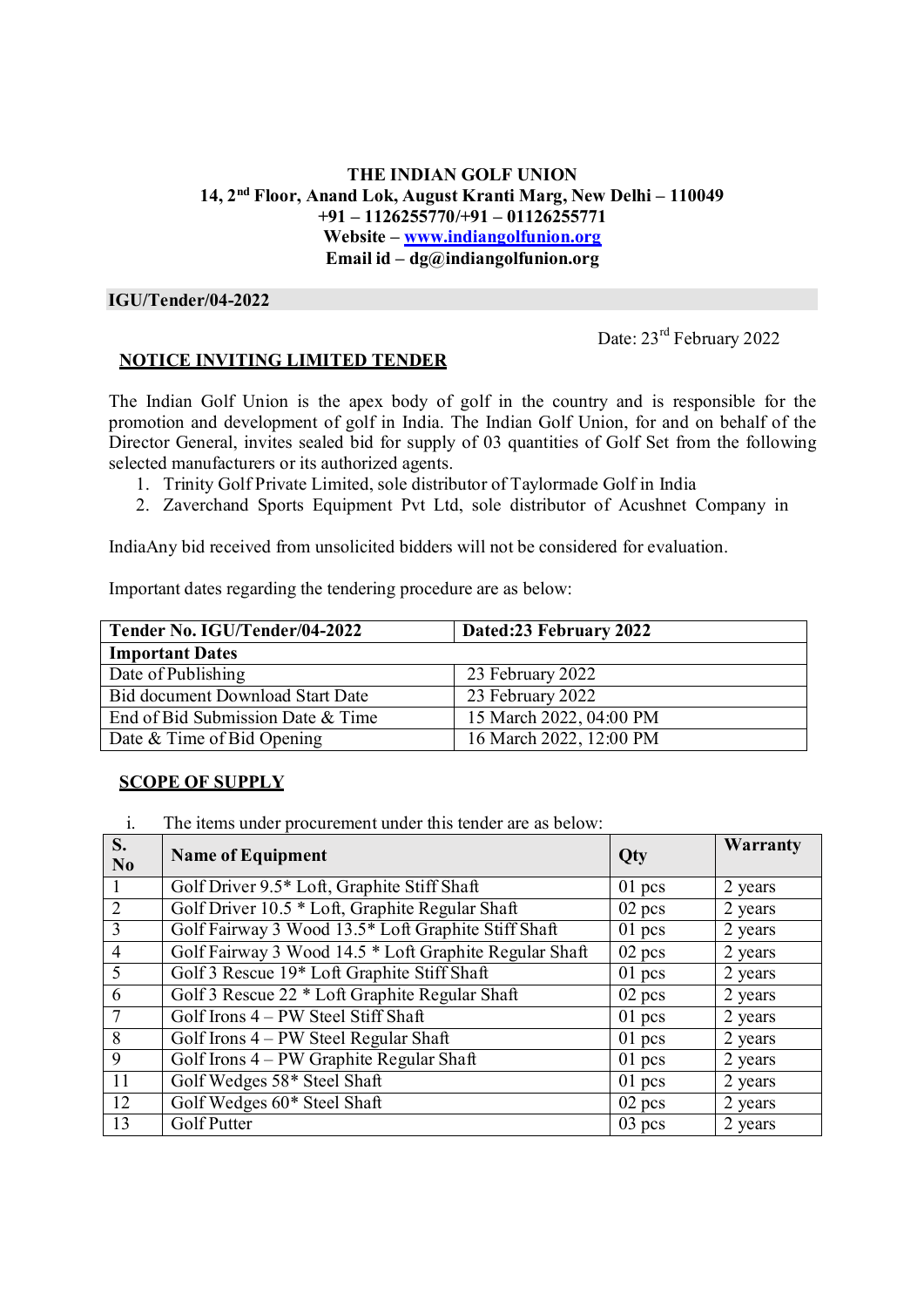**THE INDIAN GOLF UNION**
**14, 2nd Floor, Anand Lok, August Kranti Marg, New Delhi – 110049**
**+91 – 1126255770/+91 – 01126255771**
**Website – [www.indiangolfunion.org](http://www.indiangolfunion.org)**
**Email id – dg@indiangolfunion.org**

**IGU/Tender/04-2022**

Date: 23rd February 2022

## NOTICE INVITING LIMITED TENDER

The Indian Golf Union is the apex body of golf in the country and is responsible for the promotion and development of golf in India. The Indian Golf Union, for and on behalf of the Director General, invites sealed bid for supply of 03 quantities of Golf Set from the following selected manufacturers or its authorized agents.

1. Trinity Golf Private Limited, sole distributor of Taylormade Golf in India
2. Zaverchand Sports Equipment Pvt Ltd, sole distributor of Acushnet Company in

IndiaAny bid received from unsolicited bidders will not be considered for evaluation.

Important dates regarding the tendering procedure are as below:

| **Tender No. IGU/Tender/04-2022** | **Dated:23 February 2022** |
|---|---|
| **Important Dates** | |
| Date of Publishing | 23 February 2022 |
| Bid document Download Start Date | 23 February 2022 |
| End of Bid Submission Date & Time | 15 March 2022, 04:00 PM |
| Date & Time of Bid Opening | 16 March 2022, 12:00 PM |

## SCOPE OF SUPPLY

i. The items under procurement under this tender are as below:

| S. No | Name of Equipment | Qty | Warranty |
|---|---|---|---|
| 1 | Golf Driver 9.5* Loft, Graphite Stiff Shaft | 01 pcs | 2 years |
| 2 | Golf Driver 10.5 * Loft, Graphite Regular Shaft | 02 pcs | 2 years |
| 3 | Golf Fairway 3 Wood 13.5* Loft Graphite Stiff Shaft | 01 pcs | 2 years |
| 4 | Golf Fairway 3 Wood 14.5 * Loft Graphite Regular Shaft | 02 pcs | 2 years |
| 5 | Golf 3 Rescue 19* Loft Graphite Stiff Shaft | 01 pcs | 2 years |
| 6 | Golf 3 Rescue 22 * Loft Graphite Regular Shaft | 02 pcs | 2 years |
| 7 | Golf Irons 4 – PW Steel Stiff Shaft | 01 pcs | 2 years |
| 8 | Golf Irons 4 – PW Steel Regular Shaft | 01 pcs | 2 years |
| 9 | Golf Irons 4 – PW Graphite Regular Shaft | 01 pcs | 2 years |
| 11 | Golf Wedges 58* Steel Shaft | 01 pcs | 2 years |
| 12 | Golf Wedges 60* Steel Shaft | 02 pcs | 2 years |
| 13 | Golf Putter | 03 pcs | 2 years |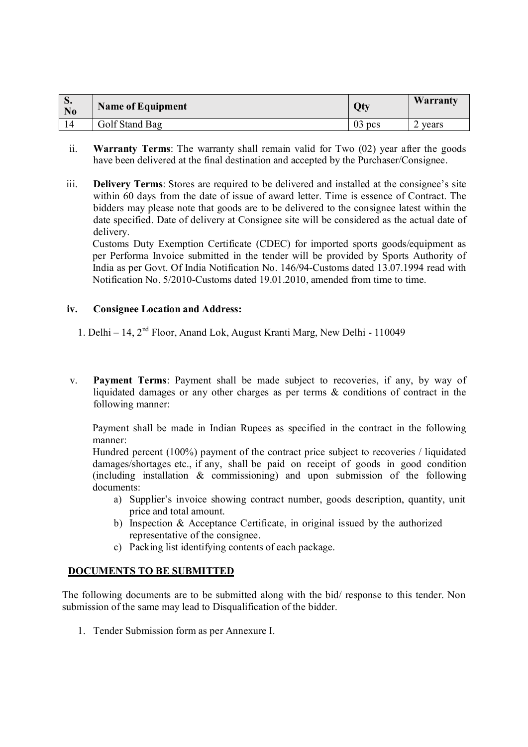| S. No | Name of Equipment | Qty | Warranty |
| --- | --- | --- | --- |
| 14 | Golf Stand Bag | 03 pcs | 2 years |

ii. **Warranty Terms**: The warranty shall remain valid for Two (02) year after the goods have been delivered at the final destination and accepted by the Purchaser/Consignee.

iii. **Delivery Terms**: Stores are required to be delivered and installed at the consignee's site within 60 days from the date of issue of award letter. Time is essence of Contract. The bidders may please note that goods are to be delivered to the consignee latest within the date specified. Date of delivery at Consignee site will be considered as the actual date of delivery.
Customs Duty Exemption Certificate (CDEC) for imported sports goods/equipment as per Performa Invoice submitted in the tender will be provided by Sports Authority of India as per Govt. Of India Notification No. 146/94-Customs dated 13.07.1994 read with Notification No. 5/2010-Customs dated 19.01.2010, amended from time to time.

**iv. Consignee Location and Address:**

1. Delhi – 14, 2nd Floor, Anand Lok, August Kranti Marg, New Delhi - 110049

v. **Payment Terms**: Payment shall be made subject to recoveries, if any, by way of liquidated damages or any other charges as per terms & conditions of contract in the following manner:

Payment shall be made in Indian Rupees as specified in the contract in the following manner:
Hundred percent (100%) payment of the contract price subject to recoveries / liquidated damages/shortages etc., if any, shall be paid on receipt of goods in good condition (including installation & commissioning) and upon submission of the following documents:

a) Supplier's invoice showing contract number, goods description, quantity, unit price and total amount.
b) Inspection & Acceptance Certificate, in original issued by the authorized representative of the consignee.
c) Packing list identifying contents of each package.

**DOCUMENTS TO BE SUBMITTED**

The following documents are to be submitted along with the bid/ response to this tender. Non submission of the same may lead to Disqualification of the bidder.

1. Tender Submission form as per Annexure I.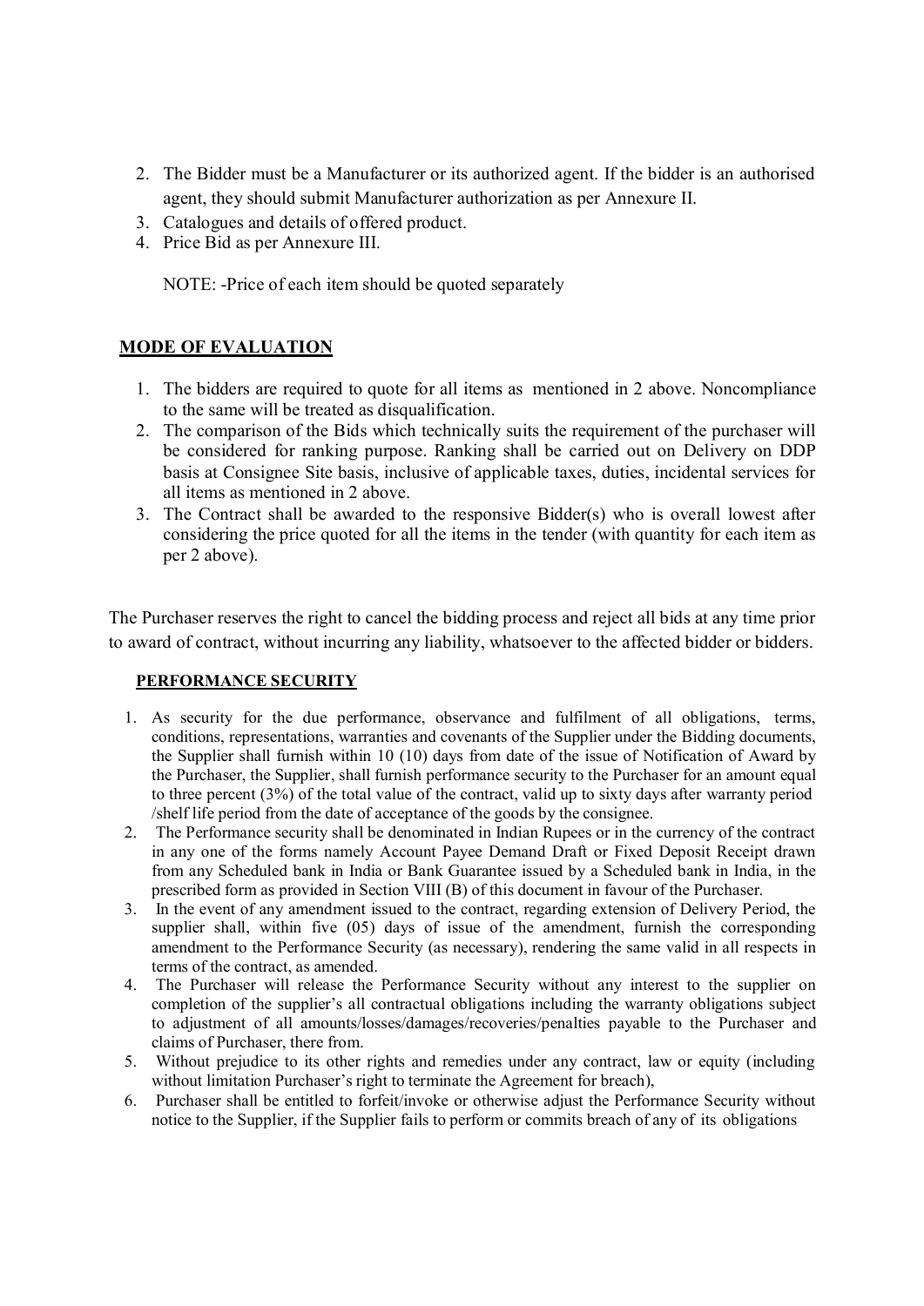2. The Bidder must be a Manufacturer or its authorized agent. If the bidder is an authorised agent, they should submit Manufacturer authorization as per Annexure II.
3. Catalogues and details of offered product.
4. Price Bid as per Annexure III.

   NOTE: -Price of each item should be quoted separately

## MODE OF EVALUATION

1. The bidders are required to quote for all items as mentioned in 2 above. Noncompliance to the same will be treated as disqualification.
2. The comparison of the Bids which technically suits the requirement of the purchaser will be considered for ranking purpose. Ranking shall be carried out on Delivery on DDP basis at Consignee Site basis, inclusive of applicable taxes, duties, incidental services for all items as mentioned in 2 above.
3. The Contract shall be awarded to the responsive Bidder(s) who is overall lowest after considering the price quoted for all the items in the tender (with quantity for each item as per 2 above).

The Purchaser reserves the right to cancel the bidding process and reject all bids at any time prior to award of contract, without incurring any liability, whatsoever to the affected bidder or bidders.

## PERFORMANCE SECURITY

1. As security for the due performance, observance and fulfilment of all obligations, terms, conditions, representations, warranties and covenants of the Supplier under the Bidding documents, the Supplier shall furnish within 10 (10) days from date of the issue of Notification of Award by the Purchaser, the Supplier, shall furnish performance security to the Purchaser for an amount equal to three percent (3%) of the total value of the contract, valid up to sixty days after warranty period /shelf life period from the date of acceptance of the goods by the consignee.
2. The Performance security shall be denominated in Indian Rupees or in the currency of the contract in any one of the forms namely Account Payee Demand Draft or Fixed Deposit Receipt drawn from any Scheduled bank in India or Bank Guarantee issued by a Scheduled bank in India, in the prescribed form as provided in Section VIII (B) of this document in favour of the Purchaser.
3. In the event of any amendment issued to the contract, regarding extension of Delivery Period, the supplier shall, within five (05) days of issue of the amendment, furnish the corresponding amendment to the Performance Security (as necessary), rendering the same valid in all respects in terms of the contract, as amended.
4. The Purchaser will release the Performance Security without any interest to the supplier on completion of the supplier's all contractual obligations including the warranty obligations subject to adjustment of all amounts/losses/damages/recoveries/penalties payable to the Purchaser and claims of Purchaser, there from.
5. Without prejudice to its other rights and remedies under any contract, law or equity (including without limitation Purchaser's right to terminate the Agreement for breach),
6. Purchaser shall be entitled to forfeit/invoke or otherwise adjust the Performance Security without notice to the Supplier, if the Supplier fails to perform or commits breach of any of its obligations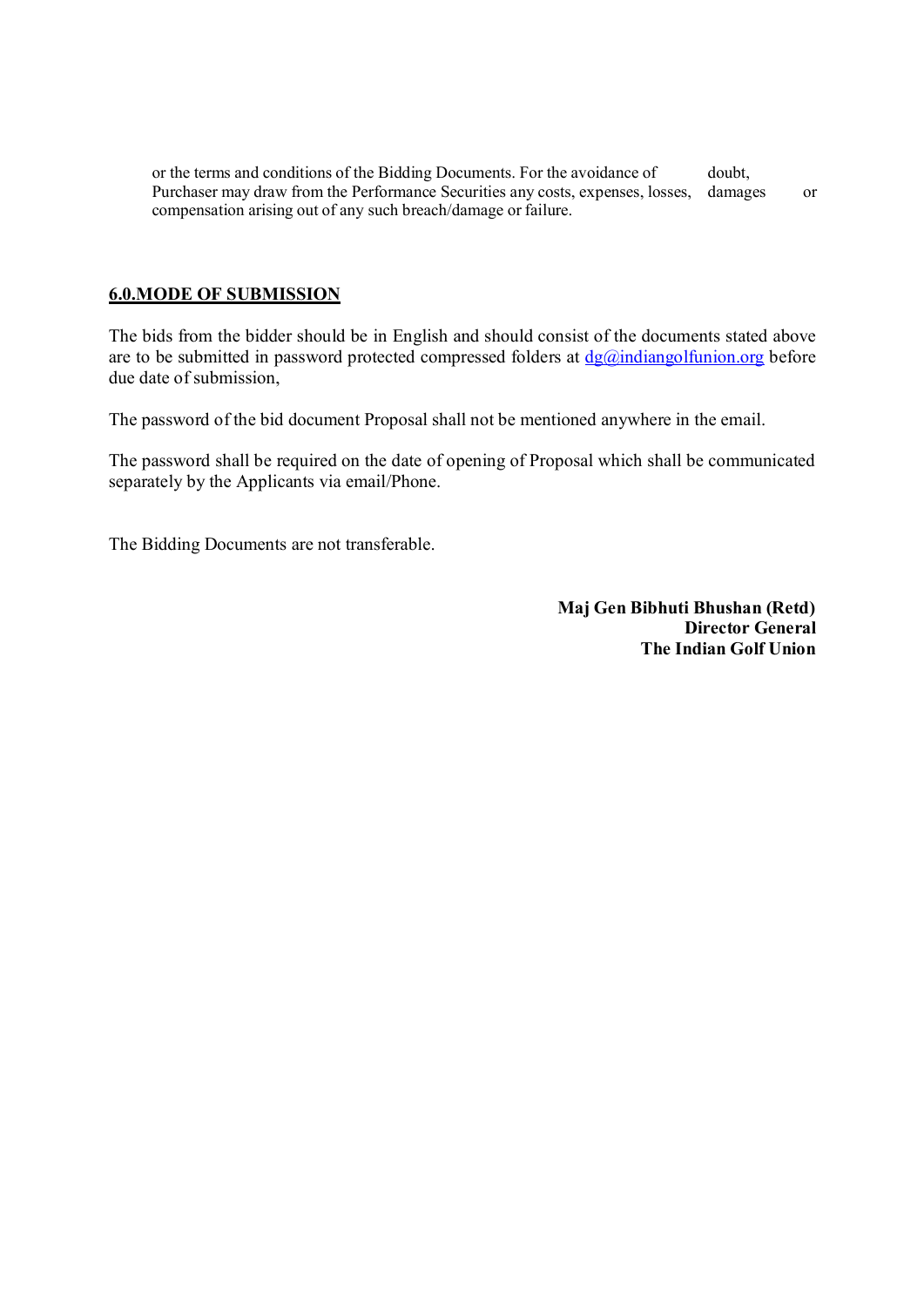or the terms and conditions of the Bidding Documents. For the avoidance of doubt, Purchaser may draw from the Performance Securities any costs, expenses, losses, damages or compensation arising out of any such breach/damage or failure.

## 6.0.MODE OF SUBMISSION

The bids from the bidder should be in English and should consist of the documents stated above are to be submitted in password protected compressed folders at dg@indiangolfunion.org before due date of submission,

The password of the bid document Proposal shall not be mentioned anywhere in the email.

The password shall be required on the date of opening of Proposal which shall be communicated separately by the Applicants via email/Phone.

The Bidding Documents are not transferable.

**Maj Gen Bibhuti Bhushan (Retd)**
**Director General**
**The Indian Golf Union**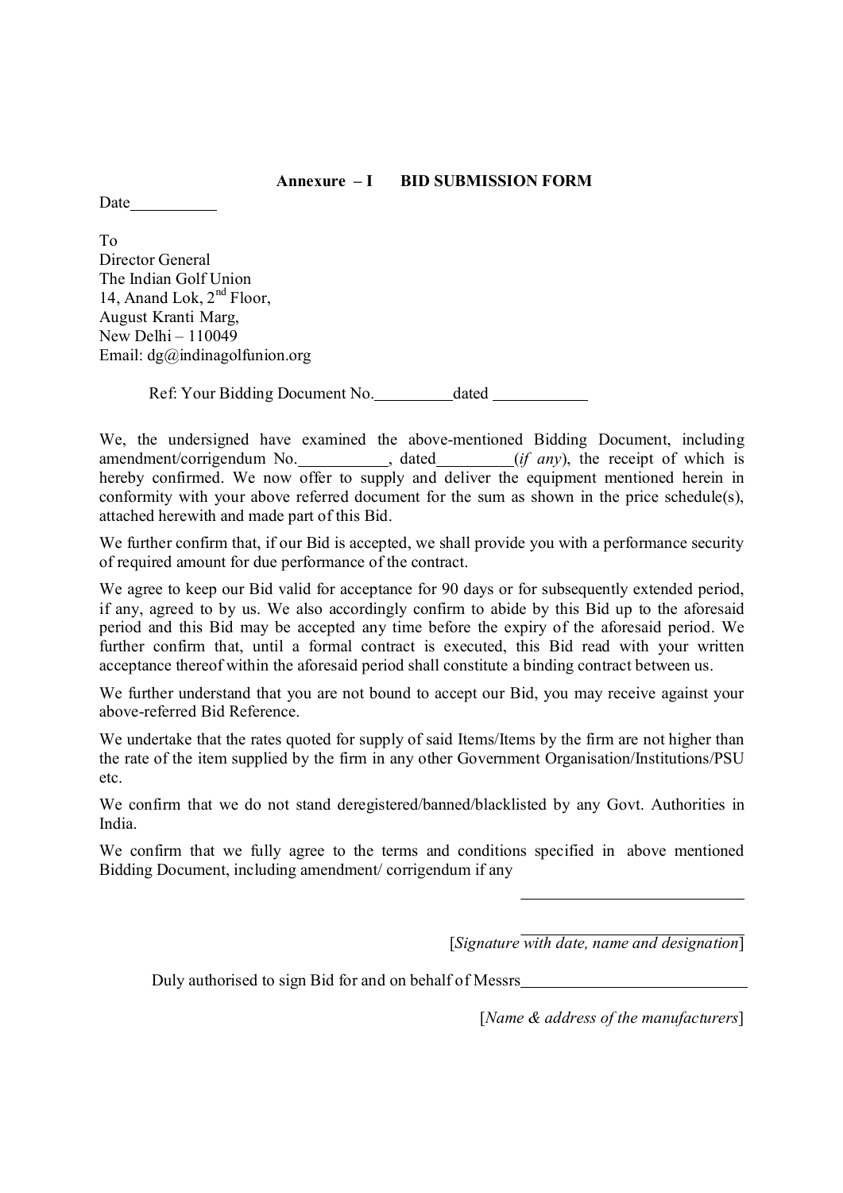## Annexure – I BID SUBMISSION FORM

Date__________

To
Director General
The Indian Golf Union
14, Anand Lok, 2nd Floor,
August Kranti Marg,
New Delhi – 110049
Email: dg@indinagolfunion.org

Ref: Your Bidding Document No.__________dated ___________

We, the undersigned have examined the above-mentioned Bidding Document, including amendment/corrigendum No.__________, dated_________(*if any*), the receipt of which is hereby confirmed. We now offer to supply and deliver the equipment mentioned herein in conformity with your above referred document for the sum as shown in the price schedule(s), attached herewith and made part of this Bid.

We further confirm that, if our Bid is accepted, we shall provide you with a performance security of required amount for due performance of the contract.

We agree to keep our Bid valid for acceptance for 90 days or for subsequently extended period, if any, agreed to by us. We also accordingly confirm to abide by this Bid up to the aforesaid period and this Bid may be accepted any time before the expiry of the aforesaid period. We further confirm that, until a formal contract is executed, this Bid read with your written acceptance thereof within the aforesaid period shall constitute a binding contract between us.

We further understand that you are not bound to accept our Bid, you may receive against your above-referred Bid Reference.

We undertake that the rates quoted for supply of said Items/Items by the firm are not higher than the rate of the item supplied by the firm in any other Government Organisation/Institutions/PSU etc.

We confirm that we do not stand deregistered/banned/blacklisted by any Govt. Authorities in India.

We confirm that we fully agree to the terms and conditions specified in above mentioned Bidding Document, including amendment/ corrigendum if any

___________________________

___________________________
[*Signature with date, name and designation*]

Duly authorised to sign Bid for and on behalf of Messrs___________________________

[*Name & address of the manufacturers*]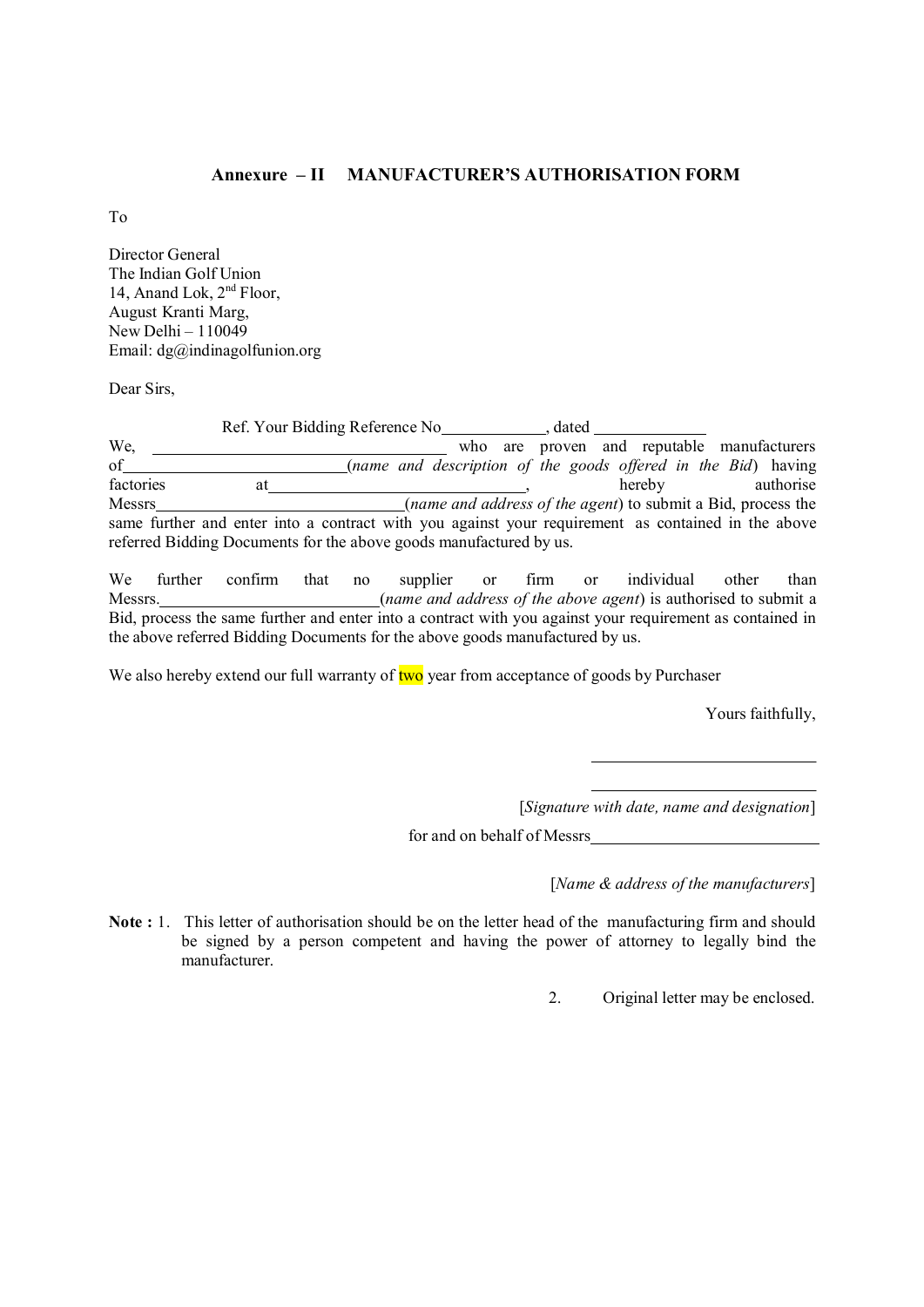## Annexure – II MANUFACTURER'S AUTHORISATION FORM

To

Director General  
The Indian Golf Union  
14, Anand Lok, 2nd Floor,  
August Kranti Marg,  
New Delhi – 110049  
Email: dg@indinagolfunion.org

Dear Sirs,

Ref. Your Bidding Reference No\_\_\_\_\_\_\_\_\_\_\_\_, dated \_\_\_\_\_\_\_\_\_\_\_\_

We, \_\_\_\_\_\_\_\_\_\_\_\_\_\_\_\_\_\_\_\_\_\_\_\_\_\_\_\_\_\_\_\_\_\_ who are proven and reputable manufacturers of\_\_\_\_\_\_\_\_\_\_\_\_\_\_\_\_\_\_\_\_\_\_\_\_\_\_\_(*name and description of the goods offered in the Bid*) having factories at\_\_\_\_\_\_\_\_\_\_\_\_\_\_\_\_\_\_\_\_\_\_\_\_\_\_\_\_\_\_, hereby authorise Messrs\_\_\_\_\_\_\_\_\_\_\_\_\_\_\_\_\_\_\_\_\_\_\_\_\_\_\_\_\_\_(*name and address of the agent*) to submit a Bid, process the same further and enter into a contract with you against your requirement as contained in the above referred Bidding Documents for the above goods manufactured by us.

We further confirm that no supplier or firm or individual other than Messrs.\_\_\_\_\_\_\_\_\_\_\_\_\_\_\_\_\_\_\_\_\_\_\_\_\_\_(*name and address of the above agent*) is authorised to submit a Bid, process the same further and enter into a contract with you against your requirement as contained in the above referred Bidding Documents for the above goods manufactured by us.

We also hereby extend our full warranty of two year from acceptance of goods by Purchaser

Yours faithfully,

\_\_\_\_\_\_\_\_\_\_\_\_\_\_\_\_\_\_\_\_\_\_\_\_\_\_

\_\_\_\_\_\_\_\_\_\_\_\_\_\_\_\_\_\_\_\_\_\_\_\_\_\_

[*Signature with date, name and designation*]

for and on behalf of Messrs\_\_\_\_\_\_\_\_\_\_\_\_\_\_\_\_\_\_\_\_\_\_\_\_\_\_

[*Name & address of the manufacturers*]

**Note :** 1. This letter of authorisation should be on the letter head of the manufacturing firm and should be signed by a person competent and having the power of attorney to legally bind the manufacturer.

2. Original letter may be enclosed.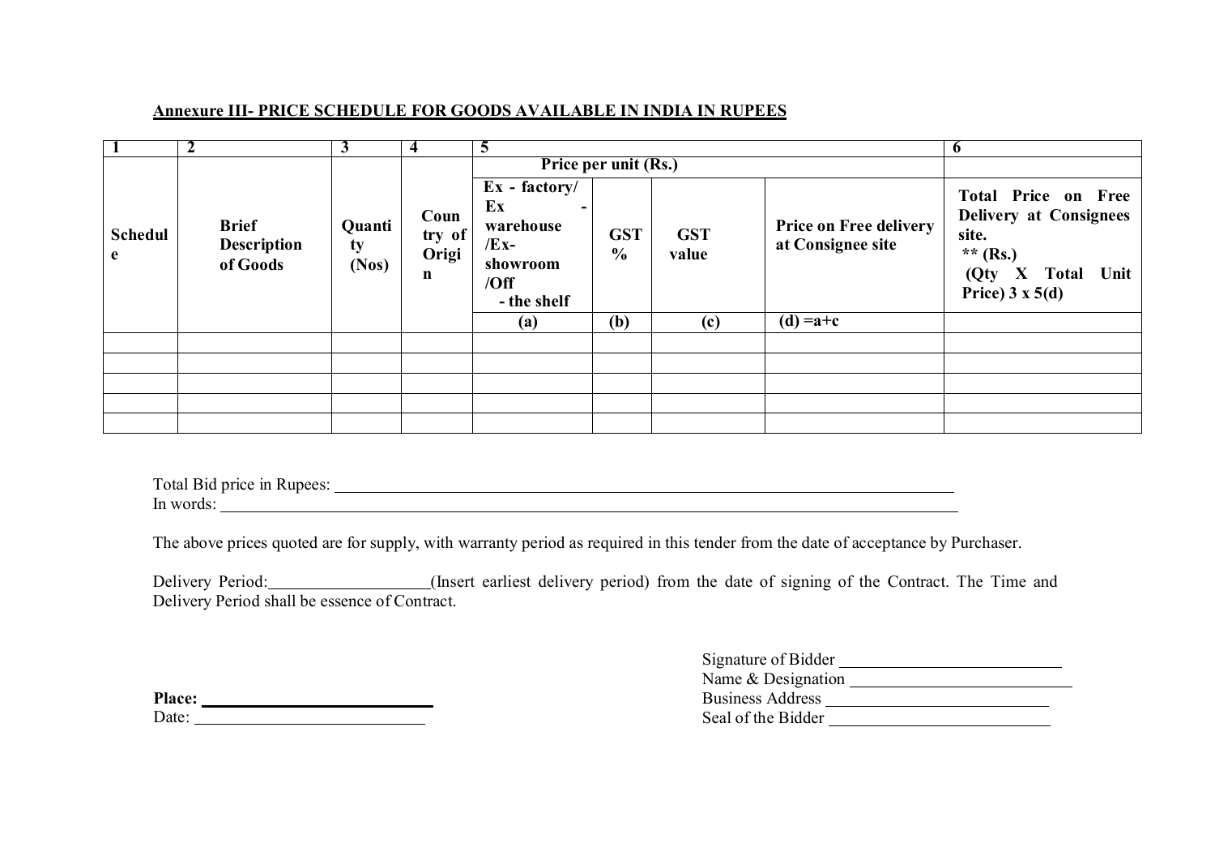**Annexure III- PRICE SCHEDULE FOR GOODS AVAILABLE IN INDIA IN RUPEES**

| 1 | 2 | 3 | 4 | 5 | | | | 6 |
|---|---|---|---|---|---|---|---|---|
| | | | | **Price per unit (Rs.)** | | | | |
| **Schedule** | **Brief Description of Goods** | **Quantity (Nos)** | **Country of Origin** | **Ex - factory/ Ex - warehouse /Ex-showroom /Off - the shelf** | **GST %** | **GST value** | **Price on Free delivery at Consignee site** | **Total Price on Free Delivery at Consignees site. ** (Rs.) (Qty X Total Unit Price) 3 x 5(d)** |
| | | | | **(a)** | **(b)** | **(c)** | **(d) =a+c** | |
| | | | | | | | | |
| | | | | | | | | |
| | | | | | | | | |
| | | | | | | | | |
| | | | | | | | | |

Total Bid price in Rupees: ______________________________

In words: ______________________________

The above prices quoted are for supply, with warranty period as required in this tender from the date of acceptance by Purchaser.

Delivery Period:__________________(Insert earliest delivery period) from the date of signing of the Contract. The Time and Delivery Period shall be essence of Contract.

Signature of Bidder ______________________

Name & Designation ______________________

Business Address ______________________

Seal of the Bidder ______________________

**Place:** ______________________

Date: ______________________